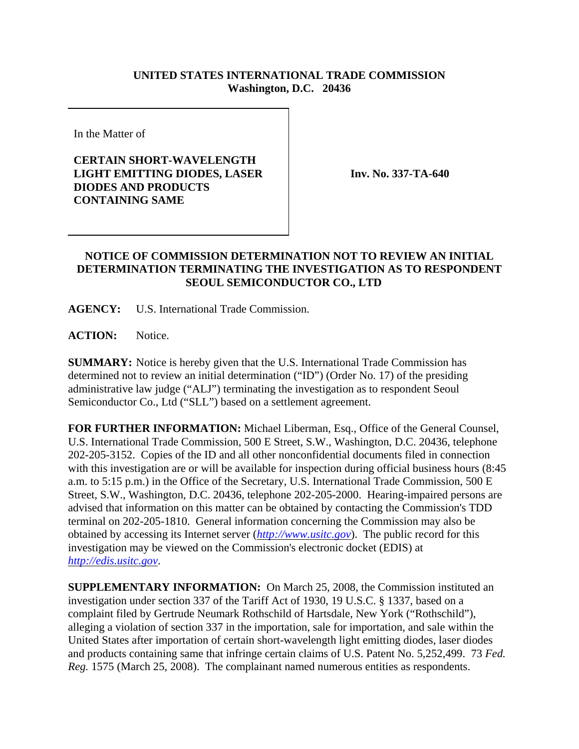**UNITED STATES INTERNATIONAL TRADE COMMISSION**
**Washington, D.C. 20436**

In the Matter of

**CERTAIN SHORT-WAVELENGTH LIGHT EMITTING DIODES, LASER DIODES AND PRODUCTS CONTAINING SAME**

**Inv. No. 337-TA-640**

**NOTICE OF COMMISSION DETERMINATION NOT TO REVIEW AN INITIAL DETERMINATION TERMINATING THE INVESTIGATION AS TO RESPONDENT SEOUL SEMICONDUCTOR CO., LTD**

**AGENCY:** U.S. International Trade Commission.

**ACTION:** Notice.

**SUMMARY:** Notice is hereby given that the U.S. International Trade Commission has determined not to review an initial determination ("ID") (Order No. 17) of the presiding administrative law judge ("ALJ") terminating the investigation as to respondent Seoul Semiconductor Co., Ltd ("SLL") based on a settlement agreement.

**FOR FURTHER INFORMATION:** Michael Liberman, Esq., Office of the General Counsel, U.S. International Trade Commission, 500 E Street, S.W., Washington, D.C. 20436, telephone 202-205-3152. Copies of the ID and all other nonconfidential documents filed in connection with this investigation are or will be available for inspection during official business hours (8:45 a.m. to 5:15 p.m.) in the Office of the Secretary, U.S. International Trade Commission, 500 E Street, S.W., Washington, D.C. 20436, telephone 202-205-2000. Hearing-impaired persons are advised that information on this matter can be obtained by contacting the Commission's TDD terminal on 202-205-1810. General information concerning the Commission may also be obtained by accessing its Internet server (*http://www.usitc.gov*). The public record for this investigation may be viewed on the Commission's electronic docket (EDIS) at *http://edis.usitc.gov*.

**SUPPLEMENTARY INFORMATION:** On March 25, 2008, the Commission instituted an investigation under section 337 of the Tariff Act of 1930, 19 U.S.C. § 1337, based on a complaint filed by Gertrude Neumark Rothschild of Hartsdale, New York ("Rothschild"), alleging a violation of section 337 in the importation, sale for importation, and sale within the United States after importation of certain short-wavelength light emitting diodes, laser diodes and products containing same that infringe certain claims of U.S. Patent No. 5,252,499. 73 *Fed. Reg.* 1575 (March 25, 2008). The complainant named numerous entities as respondents.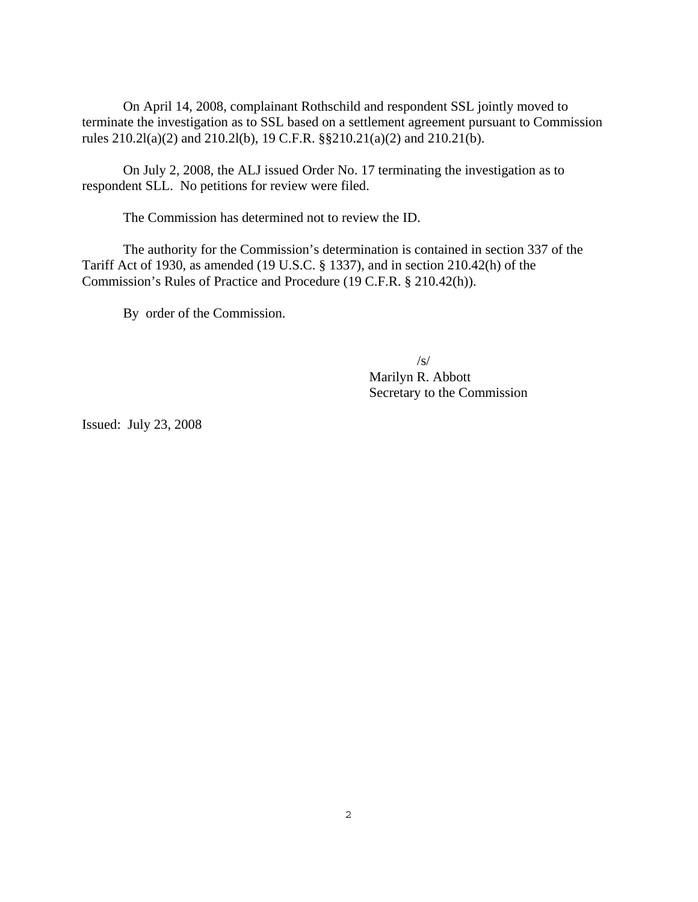On April 14, 2008, complainant Rothschild and respondent SSL jointly moved to terminate the investigation as to SSL based on a settlement agreement pursuant to Commission rules 210.2l(a)(2) and 210.2l(b), 19 C.F.R. §§210.21(a)(2) and 210.21(b).

On July 2, 2008, the ALJ issued Order No. 17 terminating the investigation as to respondent SLL. No petitions for review were filed.

The Commission has determined not to review the ID.

The authority for the Commission's determination is contained in section 337 of the Tariff Act of 1930, as amended (19 U.S.C. § 1337), and in section 210.42(h) of the Commission's Rules of Practice and Procedure (19 C.F.R. § 210.42(h)).

By order of the Commission.

/s/
Marilyn R. Abbott
Secretary to the Commission

Issued: July 23, 2008